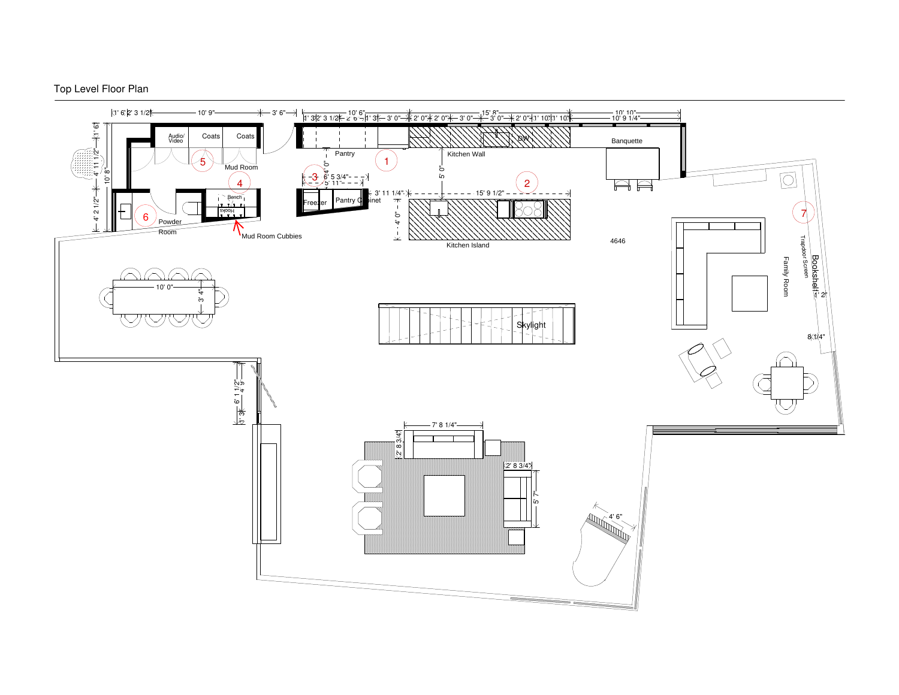# Top Level Floor Plan

1' 6" | 2' 3 1/2" | 10' 9" | 3' 6" | 10' 6" | 1' 3" | 2' 3 1/2" | 2' 6" | 1' 3" | 3' 0" | 15' 8" | 2' 0" | 2' 0" | 3' 0" | 3' 0" | 2' 0" | 1' 10" | 1' 10" | 10' 10" | 10' 9 1/4"

1' 6" | 4' 11 1/2" | 10' 8" | 4' 2 1/2"

Audio/Video | Coats | Coats

Mud Room

Bench

Hooks

Mud Room Cubbies

Powder Room

Pantry

4' 0" | 6' 5 3/4" | 5' 11"

Freezer | Pantry Cabinet

3' 11 1/4"

Kitchen Wall

DW

5' 0"

15' 9 1/2"

4' 0"

Kitchen Island

Banquette

4646

Family Room

Trapdoor Screen

Bookshelf

1' 2"

8 1/4"

10' 0"

3' 4"

Skylight

6' 1 1/2" | 4' 9" | 1' 3"

7' 8 1/4"

2' 8 3/4"

2' 8 3/4"

5' 7"

4' 6"

1 2 3 4 5 6 7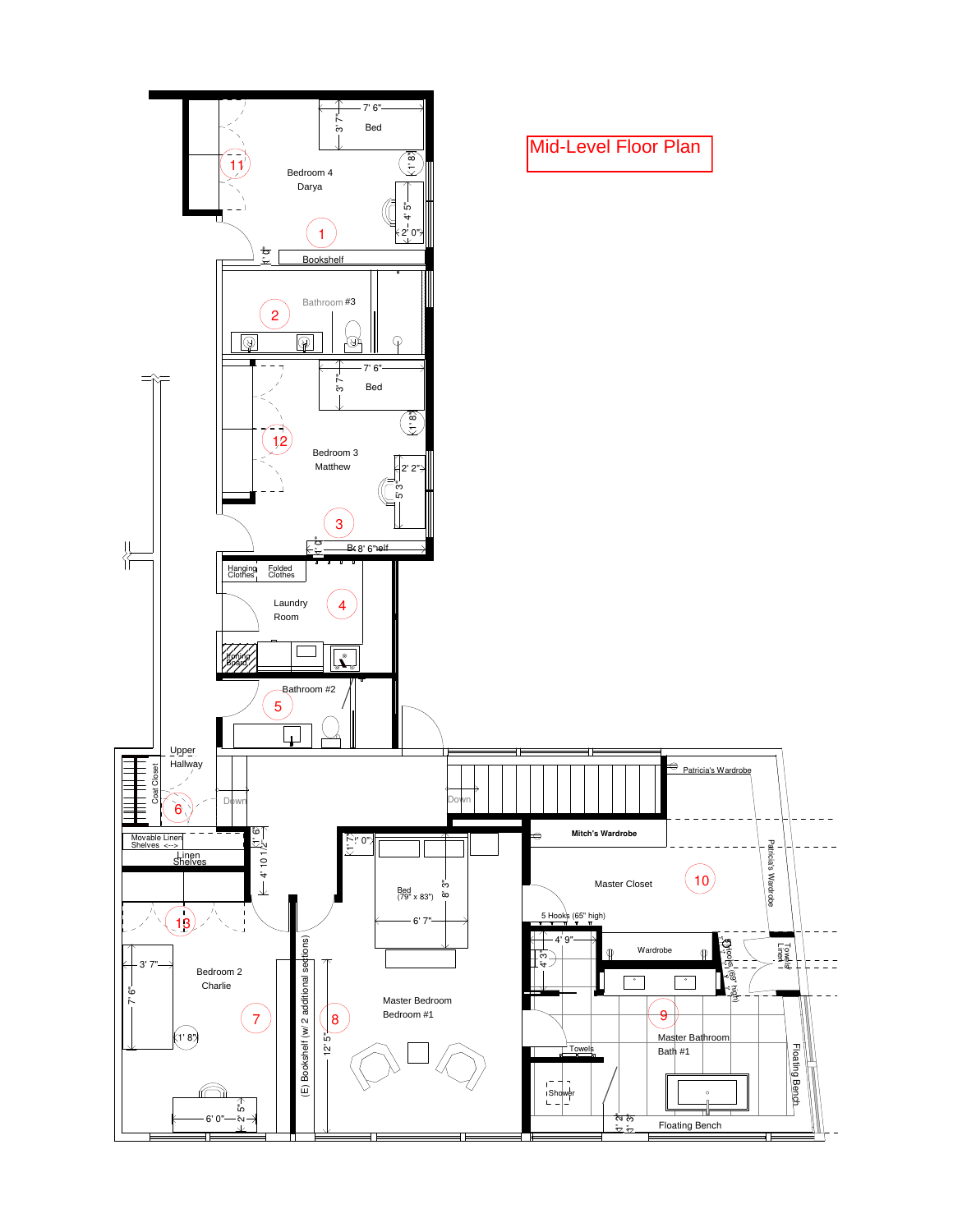# Mid-Level Floor Plan

Bedroom 4
Darya

1

11

7' 6"
3' 7"
Bed
1' 8"
4' 5"
2' 0"

1' 0"
Bookshelf

Bathroom #3

2

7' 6"
3' 7"
Bed
1' 8"

12

Bedroom 3
Matthew

2' 2"
5' 3"

3

1' 0"
Bookshelf 8' 6"

Hanging Clothes
Folded Clothes

Laundry Room

4

Ironing Board

Bathroom #2

5

Upper Hallway

Coat Closet

6

Down

Down

Patricia's Wardrobe

Mitch's Wardrobe

Movable Linen Shelves <-->

Linen Shelves

1' 6"
4' 10 1/2"

1' 7"
1' 0"

Bed (79" x 83")
8' 3"
6' 7"

Master Closet

10

Patricia's Wardrobe

5 Hooks (65" high)

4' 9"
4' 3"

Wardrobe

Hooks (69" high)

Towels Linen

13

3' 7"
7' 6"

Bedroom 2
Charlie

1' 8"

7

(E) Bookshelf (w/ 2 additional sections)

12' 5"

8

Master Bedroom
Bedroom #1

9

Master Bathroom
Bath #1

Towels

Shower

Floating Bench

1' 2"
1' 3"

Floating Bench

6' 0"
2' 5"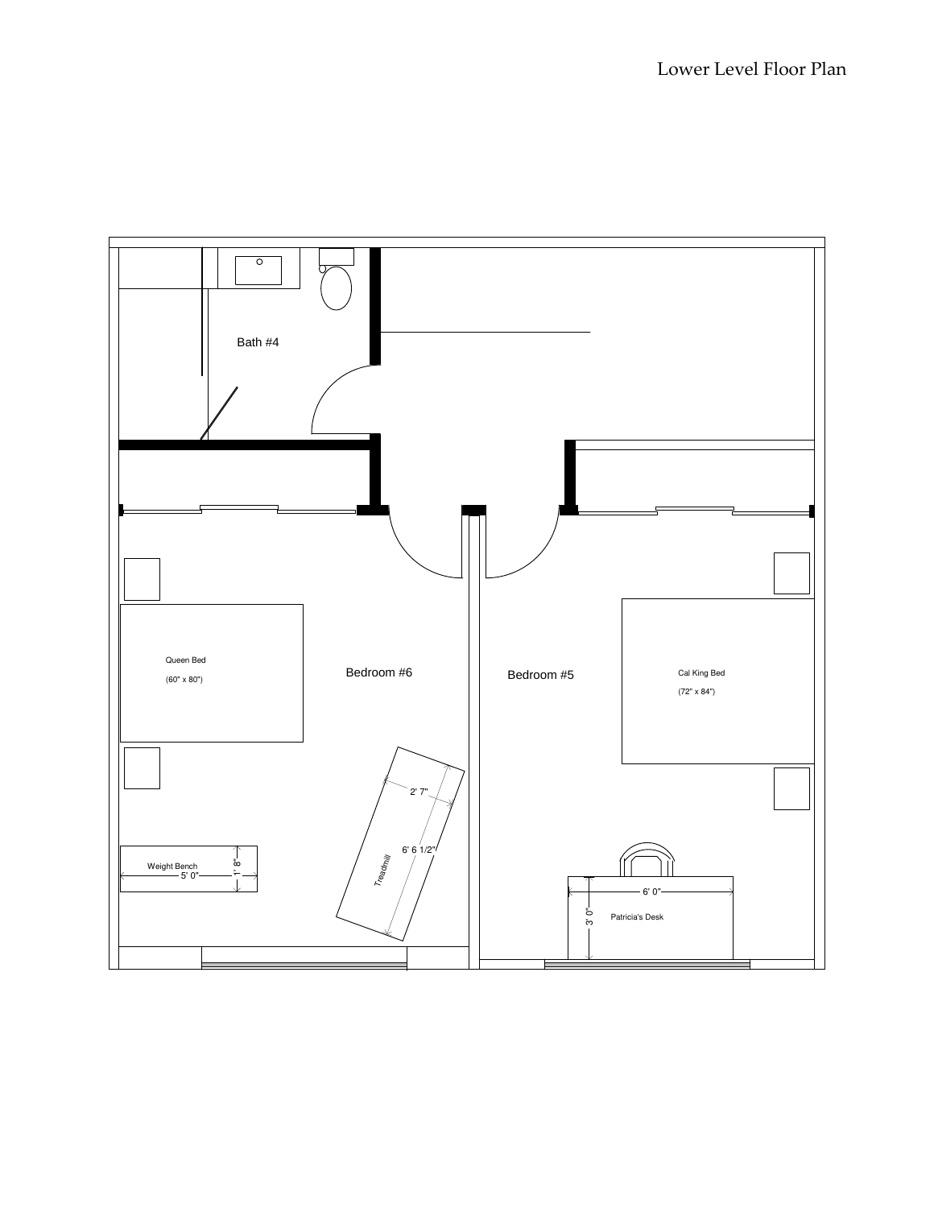Lower Level Floor Plan

Bath #4

Queen Bed

(60" x 80")

Bedroom #6

Bedroom #5

Cal King Bed

(72" x 84")

2' 7"

6' 6 1/2"

Treadmill

Weight Bench

5' 0"

1' 8"

6' 0"

3' 0"

Patricia's Desk